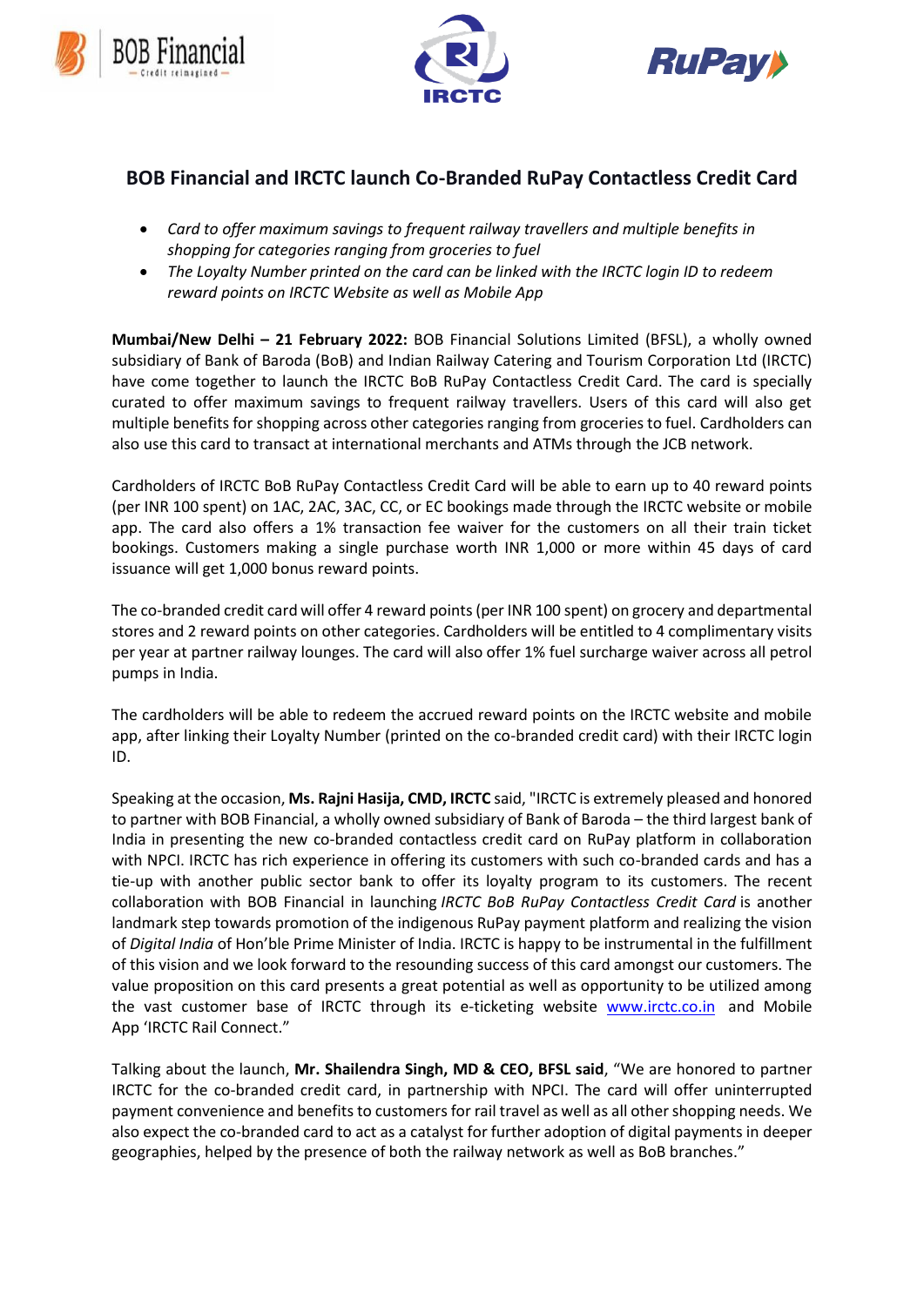# BOB Financial and IRCTC launch Co-Branded RuPay Contactless Credit Card

- *Card to offer maximum savings to frequent railway travellers and multiple benefits in shopping for categories ranging from groceries to fuel*
- *The Loyalty Number printed on the card can be linked with the IRCTC login ID to redeem reward points on IRCTC Website as well as Mobile App*

**Mumbai/New Delhi – 21 February 2022:** BOB Financial Solutions Limited (BFSL), a wholly owned subsidiary of Bank of Baroda (BoB) and Indian Railway Catering and Tourism Corporation Ltd (IRCTC) have come together to launch the IRCTC BoB RuPay Contactless Credit Card. The card is specially curated to offer maximum savings to frequent railway travellers. Users of this card will also get multiple benefits for shopping across other categories ranging from groceries to fuel. Cardholders can also use this card to transact at international merchants and ATMs through the JCB network.

Cardholders of IRCTC BoB RuPay Contactless Credit Card will be able to earn up to 40 reward points (per INR 100 spent) on 1AC, 2AC, 3AC, CC, or EC bookings made through the IRCTC website or mobile app. The card also offers a 1% transaction fee waiver for the customers on all their train ticket bookings. Customers making a single purchase worth INR 1,000 or more within 45 days of card issuance will get 1,000 bonus reward points.

The co-branded credit card will offer 4 reward points (per INR 100 spent) on grocery and departmental stores and 2 reward points on other categories. Cardholders will be entitled to 4 complimentary visits per year at partner railway lounges. The card will also offer 1% fuel surcharge waiver across all petrol pumps in India.

The cardholders will be able to redeem the accrued reward points on the IRCTC website and mobile app, after linking their Loyalty Number (printed on the co-branded credit card) with their IRCTC login ID.

Speaking at the occasion, **Ms. Rajni Hasija, CMD, IRCTC** said, "IRCTC is extremely pleased and honored to partner with BOB Financial, a wholly owned subsidiary of Bank of Baroda – the third largest bank of India in presenting the new co-branded contactless credit card on RuPay platform in collaboration with NPCI. IRCTC has rich experience in offering its customers with such co-branded cards and has a tie-up with another public sector bank to offer its loyalty program to its customers. The recent collaboration with BOB Financial in launching *IRCTC BoB RuPay Contactless Credit Card* is another landmark step towards promotion of the indigenous RuPay payment platform and realizing the vision of *Digital India* of Hon'ble Prime Minister of India. IRCTC is happy to be instrumental in the fulfillment of this vision and we look forward to the resounding success of this card amongst our customers. The value proposition on this card presents a great potential as well as opportunity to be utilized among the vast customer base of IRCTC through its e-ticketing website www.irctc.co.in and Mobile App 'IRCTC Rail Connect."

Talking about the launch, **Mr. Shailendra Singh, MD & CEO, BFSL said**, "We are honored to partner IRCTC for the co-branded credit card, in partnership with NPCI. The card will offer uninterrupted payment convenience and benefits to customers for rail travel as well as all other shopping needs. We also expect the co-branded card to act as a catalyst for further adoption of digital payments in deeper geographies, helped by the presence of both the railway network as well as BoB branches."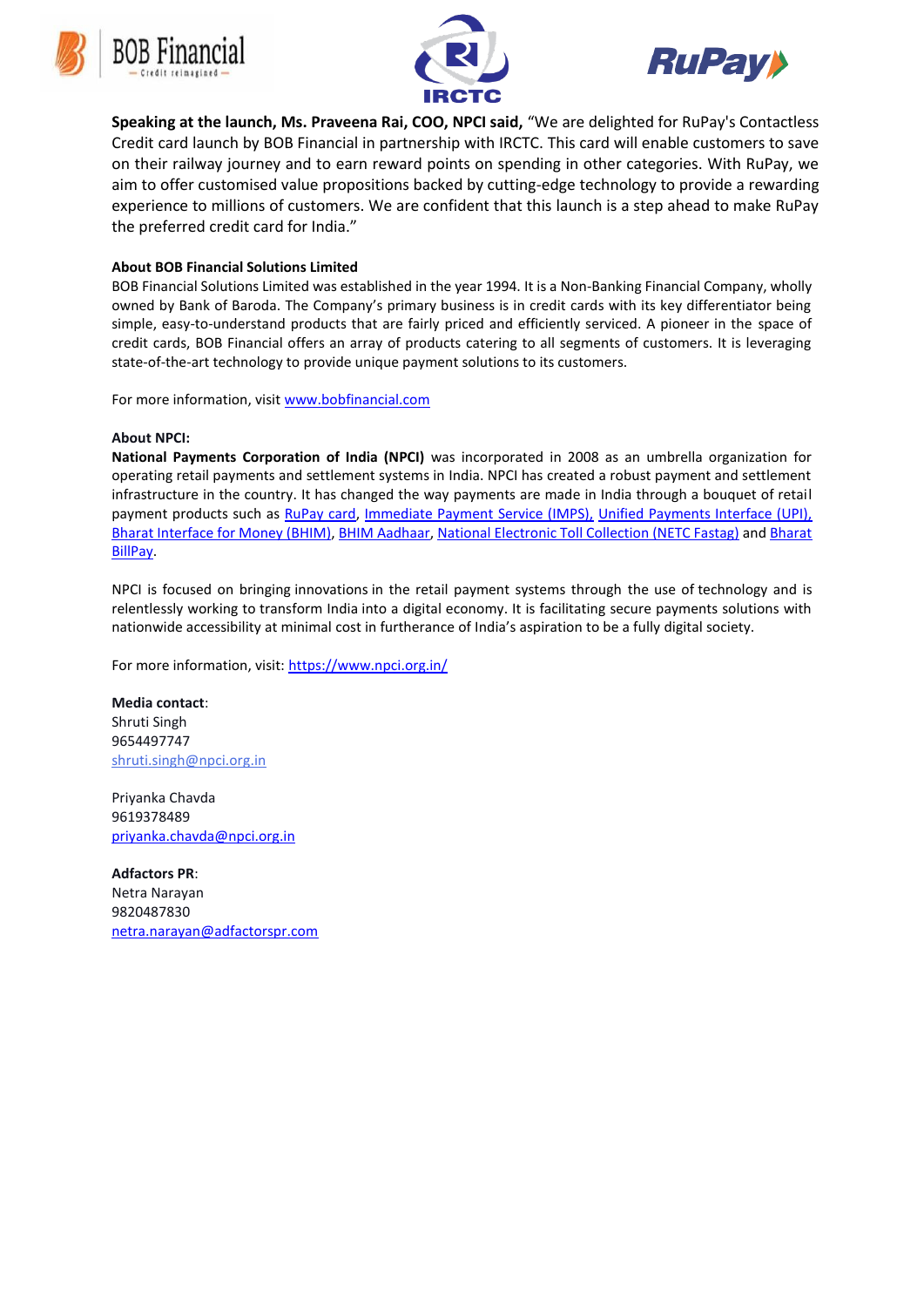**Speaking at the launch, Ms. Praveena Rai, COO, NPCI said,** "We are delighted for RuPay's Contactless Credit card launch by BOB Financial in partnership with IRCTC. This card will enable customers to save on their railway journey and to earn reward points on spending in other categories. With RuPay, we aim to offer customised value propositions backed by cutting-edge technology to provide a rewarding experience to millions of customers. We are confident that this launch is a step ahead to make RuPay the preferred credit card for India."

**About BOB Financial Solutions Limited**

BOB Financial Solutions Limited was established in the year 1994. It is a Non-Banking Financial Company, wholly owned by Bank of Baroda. The Company's primary business is in credit cards with its key differentiator being simple, easy-to-understand products that are fairly priced and efficiently serviced. A pioneer in the space of credit cards, BOB Financial offers an array of products catering to all segments of customers. It is leveraging state-of-the-art technology to provide unique payment solutions to its customers.

For more information, visit www.bobfinancial.com

**About NPCI:**

**National Payments Corporation of India (NPCI)** was incorporated in 2008 as an umbrella organization for operating retail payments and settlement systems in India. NPCI has created a robust payment and settlement infrastructure in the country. It has changed the way payments are made in India through a bouquet of retail payment products such as RuPay card, Immediate Payment Service (IMPS), Unified Payments Interface (UPI), Bharat Interface for Money (BHIM), BHIM Aadhaar, National Electronic Toll Collection (NETC Fastag) and Bharat BillPay.

NPCI is focused on bringing innovations in the retail payment systems through the use of technology and is relentlessly working to transform India into a digital economy. It is facilitating secure payments solutions with nationwide accessibility at minimal cost in furtherance of India's aspiration to be a fully digital society.

For more information, visit: https://www.npci.org.in/

**Media contact**:
Shruti Singh
9654497747
shruti.singh@npci.org.in

Priyanka Chavda
9619378489
priyanka.chavda@npci.org.in

**Adfactors PR**:
Netra Narayan
9820487830
netra.narayan@adfactorspr.com